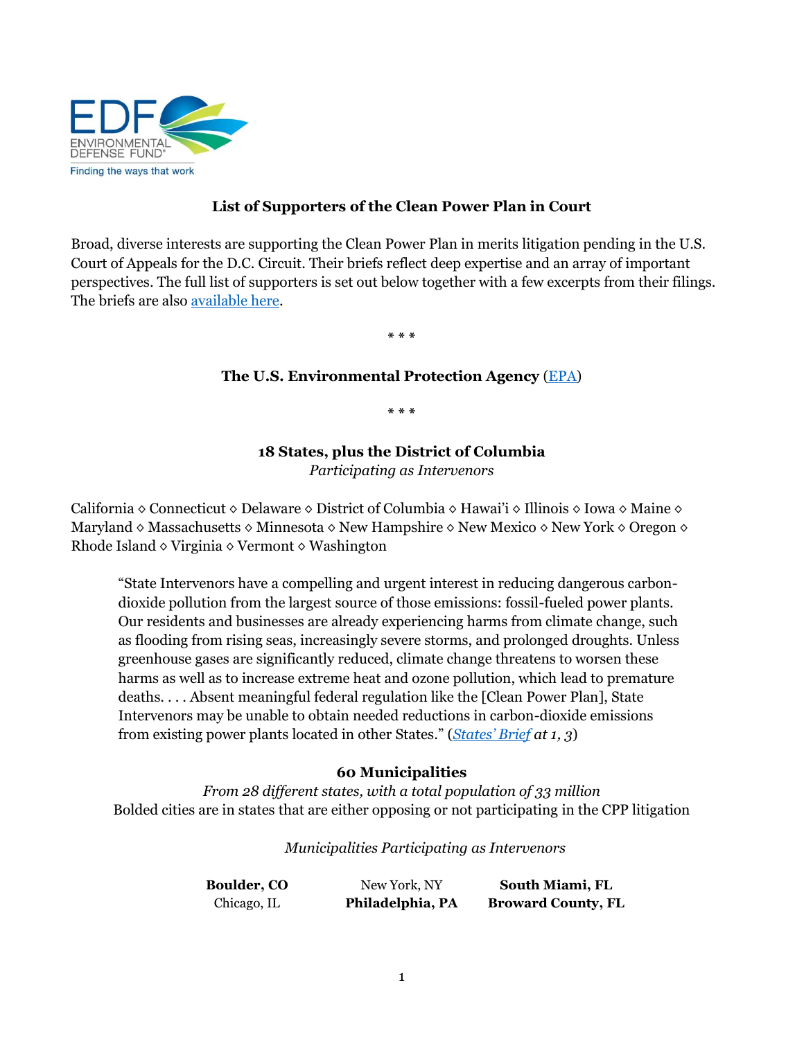**List of Supporters of the Clean Power Plan in Court**

Broad, diverse interests are supporting the Clean Power Plan in merits litigation pending in the U.S. Court of Appeals for the D.C. Circuit. Their briefs reflect deep expertise and an array of important perspectives. The full list of supporters is set out below together with a few excerpts from their filings. The briefs are also [available here](#).

\* \* \*

**The U.S. Environmental Protection Agency** ([EPA](#))

\* \* \*

**18 States, plus the District of Columbia**
*Participating as Intervenors*

California ◇ Connecticut ◇ Delaware ◇ District of Columbia ◇ Hawai'i ◇ Illinois ◇ Iowa ◇ Maine ◇ Maryland ◇ Massachusetts ◇ Minnesota ◇ New Hampshire ◇ New Mexico ◇ New York ◇ Oregon ◇ Rhode Island ◇ Virginia ◇ Vermont ◇ Washington

> "State Intervenors have a compelling and urgent interest in reducing dangerous carbon-dioxide pollution from the largest source of those emissions: fossil-fueled power plants. Our residents and businesses are already experiencing harms from climate change, such as flooding from rising seas, increasingly severe storms, and prolonged droughts. Unless greenhouse gases are significantly reduced, climate change threatens to worsen these harms as well as to increase extreme heat and ozone pollution, which lead to premature deaths. . . . Absent meaningful federal regulation like the [Clean Power Plan], State Intervenors may be unable to obtain needed reductions in carbon-dioxide emissions from existing power plants located in other States." (*[States' Brief](#) at 1, 3*)

**60 Municipalities**
*From 28 different states, with a total population of 33 million*
Bolded cities are in states that are either opposing or not participating in the CPP litigation

*Municipalities Participating as Intervenors*

| | | |
|---|---|---|
| **Boulder, CO** | New York, NY | **South Miami, FL** |
| Chicago, IL | **Philadelphia, PA** | **Broward County, FL** |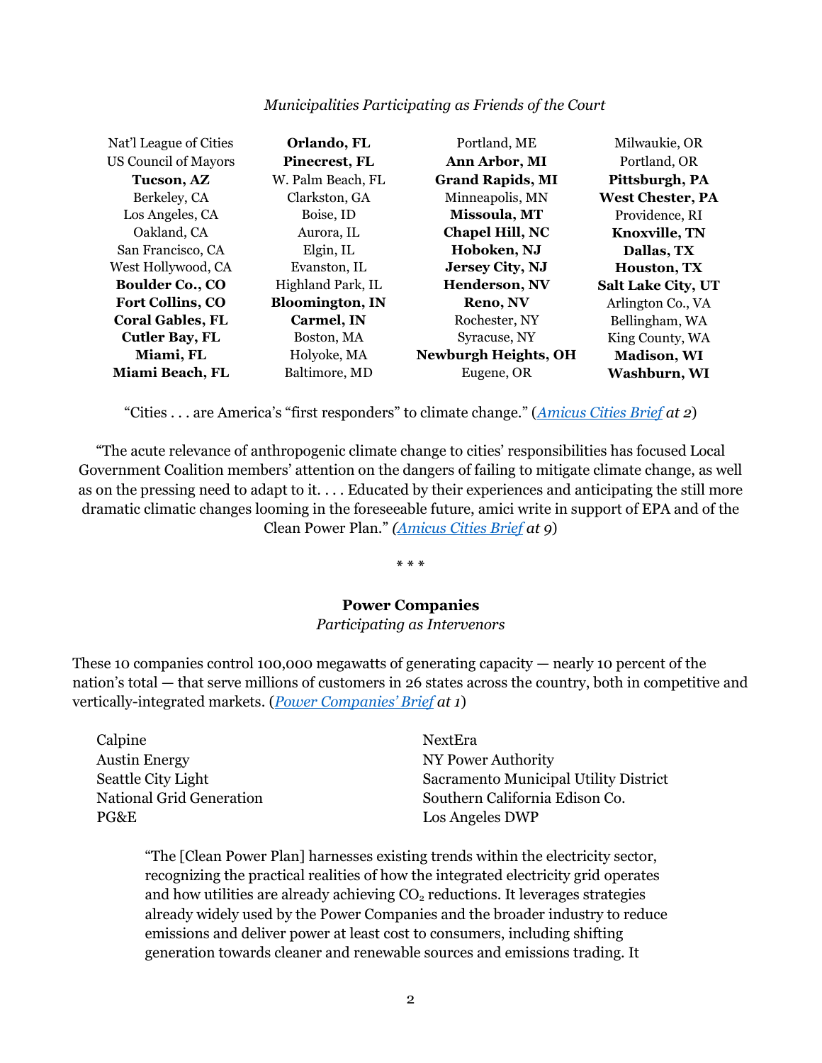*Municipalities Participating as Friends of the Court*

| | | | |
|---|---|---|---|
| Nat'l League of Cities | **Orlando, FL** | Portland, ME | Milwaukie, OR |
| US Council of Mayors | **Pinecrest, FL** | **Ann Arbor, MI** | Portland, OR |
| **Tucson, AZ** | W. Palm Beach, FL | **Grand Rapids, MI** | **Pittsburgh, PA** |
| Berkeley, CA | Clarkston, GA | Minneapolis, MN | **West Chester, PA** |
| Los Angeles, CA | Boise, ID | **Missoula, MT** | Providence, RI |
| Oakland, CA | Aurora, IL | **Chapel Hill, NC** | **Knoxville, TN** |
| San Francisco, CA | Elgin, IL | **Hoboken, NJ** | **Dallas, TX** |
| West Hollywood, CA | Evanston, IL | **Jersey City, NJ** | **Houston, TX** |
| **Boulder Co., CO** | Highland Park, IL | **Henderson, NV** | **Salt Lake City, UT** |
| **Fort Collins, CO** | **Bloomington, IN** | **Reno, NV** | Arlington Co., VA |
| **Coral Gables, FL** | **Carmel, IN** | Rochester, NY | Bellingham, WA |
| **Cutler Bay, FL** | Boston, MA | Syracuse, NY | King County, WA |
| **Miami, FL** | Holyoke, MA | **Newburgh Heights, OH** | **Madison, WI** |
| **Miami Beach, FL** | Baltimore, MD | Eugene, OR | **Washburn, WI** |

"Cities . . . are America's "first responders" to climate change." (*Amicus Cities Brief at 2*)

"The acute relevance of anthropogenic climate change to cities' responsibilities has focused Local Government Coalition members' attention on the dangers of failing to mitigate climate change, as well as on the pressing need to adapt to it. . . . Educated by their experiences and anticipating the still more dramatic climatic changes looming in the foreseeable future, amici write in support of EPA and of the Clean Power Plan." (*Amicus Cities Brief at 9*)

\* \* \*

**Power Companies**

*Participating as Intervenors*

These 10 companies control 100,000 megawatts of generating capacity — nearly 10 percent of the nation's total — that serve millions of customers in 26 states across the country, both in competitive and vertically-integrated markets. (*Power Companies' Brief at 1*)

| | |
|---|---|
| Calpine | NextEra |
| Austin Energy | NY Power Authority |
| Seattle City Light | Sacramento Municipal Utility District |
| National Grid Generation | Southern California Edison Co. |
| PG&E | Los Angeles DWP |

> "The [Clean Power Plan] harnesses existing trends within the electricity sector, recognizing the practical realities of how the integrated electricity grid operates and how utilities are already achieving $CO_2$ reductions. It leverages strategies already widely used by the Power Companies and the broader industry to reduce emissions and deliver power at least cost to consumers, including shifting generation towards cleaner and renewable sources and emissions trading. It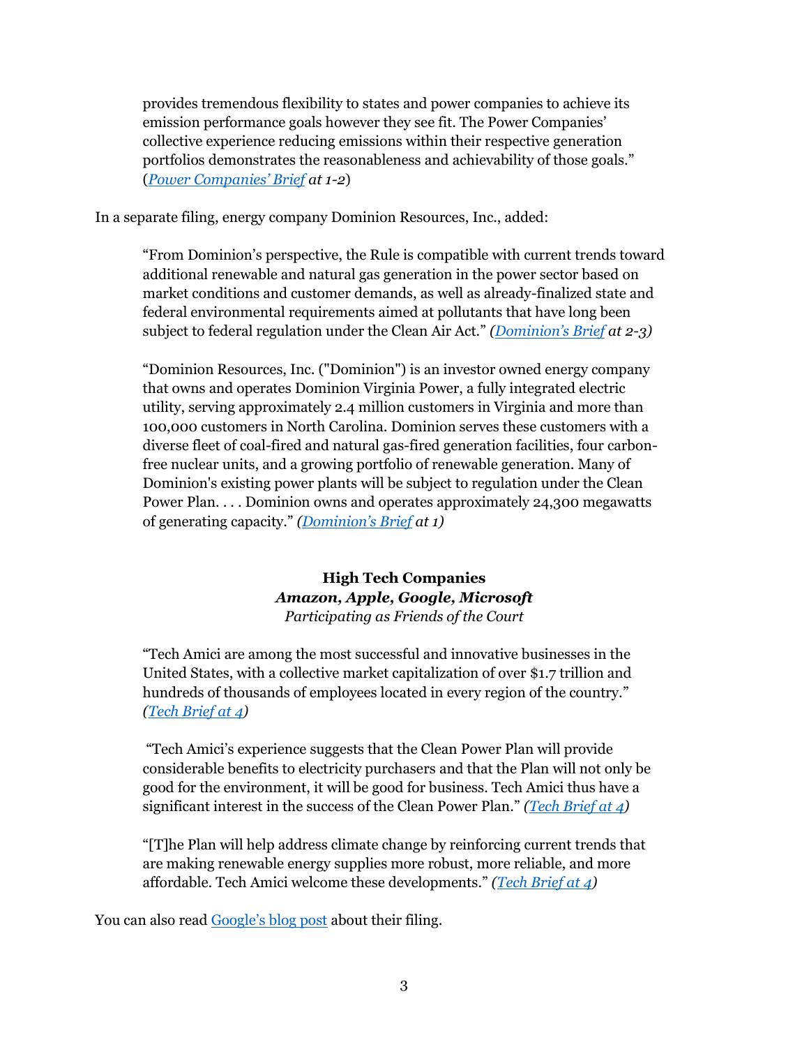> provides tremendous flexibility to states and power companies to achieve its emission performance goals however they see fit. The Power Companies' collective experience reducing emissions within their respective generation portfolios demonstrates the reasonableness and achievability of those goals." ([*Power Companies' Brief*]() *at 1-2*)

In a separate filing, energy company Dominion Resources, Inc., added:

> "From Dominion's perspective, the Rule is compatible with current trends toward additional renewable and natural gas generation in the power sector based on market conditions and customer demands, as well as already-finalized state and federal environmental requirements aimed at pollutants that have long been subject to federal regulation under the Clean Air Act." *([Dominion's Brief]() at 2-3)*
>
> "Dominion Resources, Inc. ("Dominion") is an investor owned energy company that owns and operates Dominion Virginia Power, a fully integrated electric utility, serving approximately 2.4 million customers in Virginia and more than 100,000 customers in North Carolina. Dominion serves these customers with a diverse fleet of coal-fired and natural gas-fired generation facilities, four carbon-free nuclear units, and a growing portfolio of renewable generation. Many of Dominion's existing power plants will be subject to regulation under the Clean Power Plan. . . . Dominion owns and operates approximately 24,300 megawatts of generating capacity." *([Dominion's Brief]() at 1)*

**High Tech Companies**
***Amazon, Apple, Google, Microsoft***
*Participating as Friends of the Court*

> "Tech Amici are among the most successful and innovative businesses in the United States, with a collective market capitalization of over $1.7 trillion and hundreds of thousands of employees located in every region of the country." *([Tech Brief at 4]())*
>
> "Tech Amici's experience suggests that the Clean Power Plan will provide considerable benefits to electricity purchasers and that the Plan will not only be good for the environment, it will be good for business. Tech Amici thus have a significant interest in the success of the Clean Power Plan." *([Tech Brief at 4]())*
>
> "[T]he Plan will help address climate change by reinforcing current trends that are making renewable energy supplies more robust, more reliable, and more affordable. Tech Amici welcome these developments." *([Tech Brief at 4]())*

You can also read [Google's blog post]() about their filing.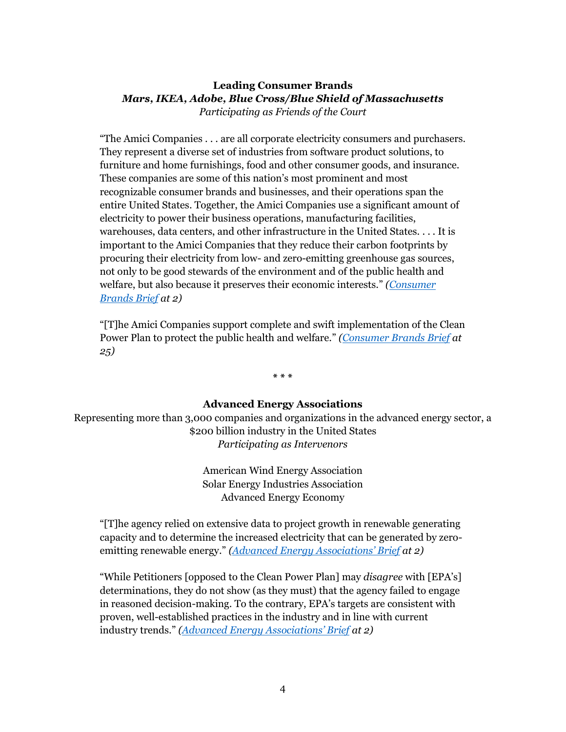**Leading Consumer Brands**
***Mars, IKEA, Adobe, Blue Cross/Blue Shield of Massachusetts***
*Participating as Friends of the Court*

"The Amici Companies . . . are all corporate electricity consumers and purchasers. They represent a diverse set of industries from software product solutions, to furniture and home furnishings, food and other consumer goods, and insurance. These companies are some of this nation's most prominent and most recognizable consumer brands and businesses, and their operations span the entire United States. Together, the Amici Companies use a significant amount of electricity to power their business operations, manufacturing facilities, warehouses, data centers, and other infrastructure in the United States. . . . It is important to the Amici Companies that they reduce their carbon footprints by procuring their electricity from low- and zero-emitting greenhouse gas sources, not only to be good stewards of the environment and of the public health and welfare, but also because it preserves their economic interests." *(Consumer Brands Brief at 2)*

"[T]he Amici Companies support complete and swift implementation of the Clean Power Plan to protect the public health and welfare." *(Consumer Brands Brief at 25)*

\* \* \*

**Advanced Energy Associations**
Representing more than 3,000 companies and organizations in the advanced energy sector, a $200 billion industry in the United States
*Participating as Intervenors*

American Wind Energy Association
Solar Energy Industries Association
Advanced Energy Economy

"[T]he agency relied on extensive data to project growth in renewable generating capacity and to determine the increased electricity that can be generated by zero-emitting renewable energy." *(Advanced Energy Associations' Brief at 2)*

"While Petitioners [opposed to the Clean Power Plan] may *disagree* with [EPA's] determinations, they do not show (as they must) that the agency failed to engage in reasoned decision-making. To the contrary, EPA's targets are consistent with proven, well-established practices in the industry and in line with current industry trends." *(Advanced Energy Associations' Brief at 2)*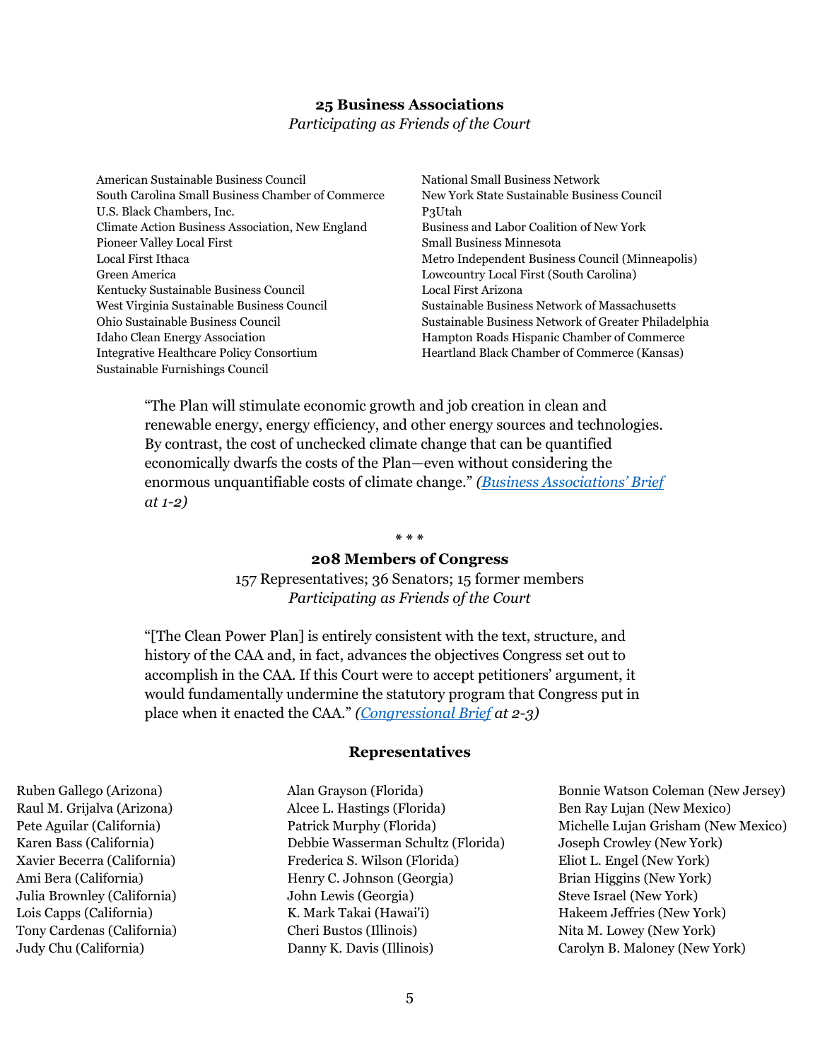### 25 Business Associations

*Participating as Friends of the Court*

American Sustainable Business Council
South Carolina Small Business Chamber of Commerce
U.S. Black Chambers, Inc.
Climate Action Business Association, New England
Pioneer Valley Local First
Local First Ithaca
Green America
Kentucky Sustainable Business Council
West Virginia Sustainable Business Council
Ohio Sustainable Business Council
Idaho Clean Energy Association
Integrative Healthcare Policy Consortium
Sustainable Furnishings Council
National Small Business Network
New York State Sustainable Business Council
P3Utah
Business and Labor Coalition of New York
Small Business Minnesota
Metro Independent Business Council (Minneapolis)
Lowcountry Local First (South Carolina)
Local First Arizona
Sustainable Business Network of Massachusetts
Sustainable Business Network of Greater Philadelphia
Hampton Roads Hispanic Chamber of Commerce
Heartland Black Chamber of Commerce (Kansas)

> "The Plan will stimulate economic growth and job creation in clean and renewable energy, energy efficiency, and other energy sources and technologies. By contrast, the cost of unchecked climate change that can be quantified economically dwarfs the costs of the Plan—even without considering the enormous unquantifiable costs of climate change." *(Business Associations' Brief at 1-2)*

\* \* \*

### 208 Members of Congress

157 Representatives; 36 Senators; 15 former members

*Participating as Friends of the Court*

> "[The Clean Power Plan] is entirely consistent with the text, structure, and history of the CAA and, in fact, advances the objectives Congress set out to accomplish in the CAA. If this Court were to accept petitioners' argument, it would fundamentally undermine the statutory program that Congress put in place when it enacted the CAA." *(Congressional Brief at 2-3)*

#### Representatives

Ruben Gallego (Arizona)
Raul M. Grijalva (Arizona)
Pete Aguilar (California)
Karen Bass (California)
Xavier Becerra (California)
Ami Bera (California)
Julia Brownley (California)
Lois Capps (California)
Tony Cardenas (California)
Judy Chu (California)
Alan Grayson (Florida)
Alcee L. Hastings (Florida)
Patrick Murphy (Florida)
Debbie Wasserman Schultz (Florida)
Frederica S. Wilson (Florida)
Henry C. Johnson (Georgia)
John Lewis (Georgia)
K. Mark Takai (Hawai'i)
Cheri Bustos (Illinois)
Danny K. Davis (Illinois)
Bonnie Watson Coleman (New Jersey)
Ben Ray Lujan (New Mexico)
Michelle Lujan Grisham (New Mexico)
Joseph Crowley (New York)
Eliot L. Engel (New York)
Brian Higgins (New York)
Steve Israel (New York)
Hakeem Jeffries (New York)
Nita M. Lowey (New York)
Carolyn B. Maloney (New York)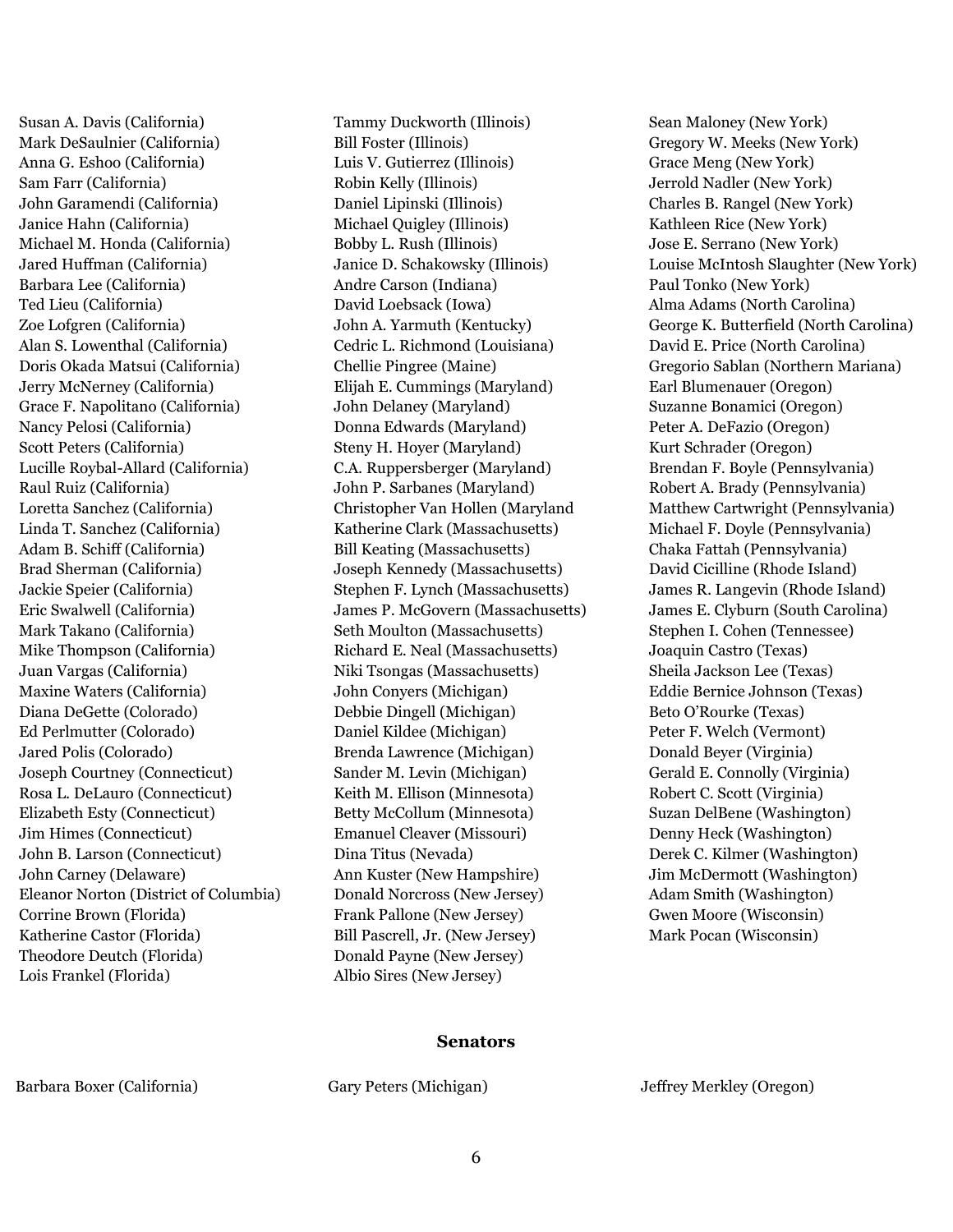Susan A. Davis (California)
Mark DeSaulnier (California)
Anna G. Eshoo (California)
Sam Farr (California)
John Garamendi (California)
Janice Hahn (California)
Michael M. Honda (California)
Jared Huffman (California)
Barbara Lee (California)
Ted Lieu (California)
Zoe Lofgren (California)
Alan S. Lowenthal (California)
Doris Okada Matsui (California)
Jerry McNerney (California)
Grace F. Napolitano (California)
Nancy Pelosi (California)
Scott Peters (California)
Lucille Roybal-Allard (California)
Raul Ruiz (California)
Loretta Sanchez (California)
Linda T. Sanchez (California)
Adam B. Schiff (California)
Brad Sherman (California)
Jackie Speier (California)
Eric Swalwell (California)
Mark Takano (California)
Mike Thompson (California)
Juan Vargas (California)
Maxine Waters (California)
Diana DeGette (Colorado)
Ed Perlmutter (Colorado)
Jared Polis (Colorado)
Joseph Courtney (Connecticut)
Rosa L. DeLauro (Connecticut)
Elizabeth Esty (Connecticut)
Jim Himes (Connecticut)
John B. Larson (Connecticut)
John Carney (Delaware)
Eleanor Norton (District of Columbia)
Corrine Brown (Florida)
Katherine Castor (Florida)
Theodore Deutch (Florida)
Lois Frankel (Florida)
Tammy Duckworth (Illinois)
Bill Foster (Illinois)
Luis V. Gutierrez (Illinois)
Robin Kelly (Illinois)
Daniel Lipinski (Illinois)
Michael Quigley (Illinois)
Bobby L. Rush (Illinois)
Janice D. Schakowsky (Illinois)
Andre Carson (Indiana)
David Loebsack (Iowa)
John A. Yarmuth (Kentucky)
Cedric L. Richmond (Louisiana)
Chellie Pingree (Maine)
Elijah E. Cummings (Maryland)
John Delaney (Maryland)
Donna Edwards (Maryland)
Steny H. Hoyer (Maryland)
C.A. Ruppersberger (Maryland)
John P. Sarbanes (Maryland)
Christopher Van Hollen (Maryland
Katherine Clark (Massachusetts)
Bill Keating (Massachusetts)
Joseph Kennedy (Massachusetts)
Stephen F. Lynch (Massachusetts)
James P. McGovern (Massachusetts)
Seth Moulton (Massachusetts)
Richard E. Neal (Massachusetts)
Niki Tsongas (Massachusetts)
John Conyers (Michigan)
Debbie Dingell (Michigan)
Daniel Kildee (Michigan)
Brenda Lawrence (Michigan)
Sander M. Levin (Michigan)
Keith M. Ellison (Minnesota)
Betty McCollum (Minnesota)
Emanuel Cleaver (Missouri)
Dina Titus (Nevada)
Ann Kuster (New Hampshire)
Donald Norcross (New Jersey)
Frank Pallone (New Jersey)
Bill Pascrell, Jr. (New Jersey)
Donald Payne (New Jersey)
Albio Sires (New Jersey)
Sean Maloney (New York)
Gregory W. Meeks (New York)
Grace Meng (New York)
Jerrold Nadler (New York)
Charles B. Rangel (New York)
Kathleen Rice (New York)
Jose E. Serrano (New York)
Louise McIntosh Slaughter (New York)
Paul Tonko (New York)
Alma Adams (North Carolina)
George K. Butterfield (North Carolina)
David E. Price (North Carolina)
Gregorio Sablan (Northern Mariana)
Earl Blumenauer (Oregon)
Suzanne Bonamici (Oregon)
Peter A. DeFazio (Oregon)
Kurt Schrader (Oregon)
Brendan F. Boyle (Pennsylvania)
Robert A. Brady (Pennsylvania)
Matthew Cartwright (Pennsylvania)
Michael F. Doyle (Pennsylvania)
Chaka Fattah (Pennsylvania)
David Cicilline (Rhode Island)
James R. Langevin (Rhode Island)
James E. Clyburn (South Carolina)
Stephen I. Cohen (Tennessee)
Joaquin Castro (Texas)
Sheila Jackson Lee (Texas)
Eddie Bernice Johnson (Texas)
Beto O'Rourke (Texas)
Peter F. Welch (Vermont)
Donald Beyer (Virginia)
Gerald E. Connolly (Virginia)
Robert C. Scott (Virginia)
Suzan DelBene (Washington)
Denny Heck (Washington)
Derek C. Kilmer (Washington)
Jim McDermott (Washington)
Adam Smith (Washington)
Gwen Moore (Wisconsin)
Mark Pocan (Wisconsin)

## Senators

Barbara Boxer (California)
Gary Peters (Michigan)
Jeffrey Merkley (Oregon)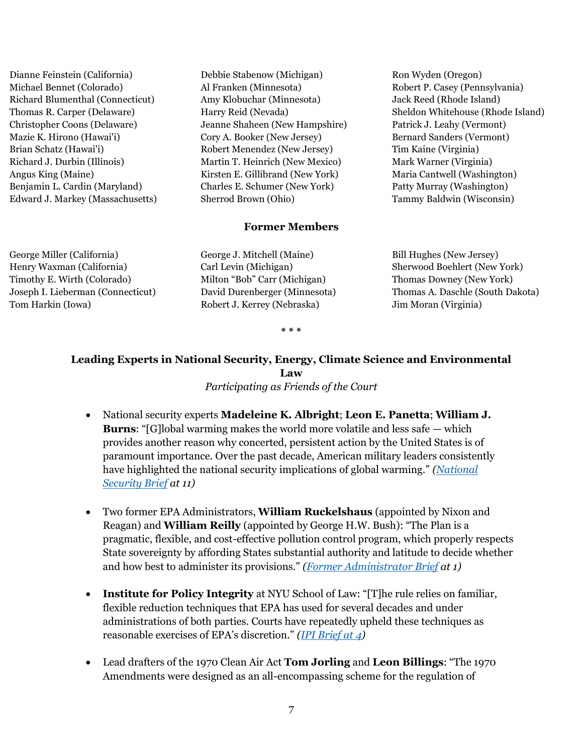Dianne Feinstein (California)
Michael Bennet (Colorado)
Richard Blumenthal (Connecticut)
Thomas R. Carper (Delaware)
Christopher Coons (Delaware)
Mazie K. Hirono (Hawai'i)
Brian Schatz (Hawai'i)
Richard J. Durbin (Illinois)
Angus King (Maine)
Benjamin L. Cardin (Maryland)
Edward J. Markey (Massachusetts)
Debbie Stabenow (Michigan)
Al Franken (Minnesota)
Amy Klobuchar (Minnesota)
Harry Reid (Nevada)
Jeanne Shaheen (New Hampshire)
Cory A. Booker (New Jersey)
Robert Menendez (New Jersey)
Martin T. Heinrich (New Mexico)
Kirsten E. Gillibrand (New York)
Charles E. Schumer (New York)
Sherrod Brown (Ohio)
Ron Wyden (Oregon)
Robert P. Casey (Pennsylvania)
Jack Reed (Rhode Island)
Sheldon Whitehouse (Rhode Island)
Patrick J. Leahy (Vermont)
Bernard Sanders (Vermont)
Tim Kaine (Virginia)
Mark Warner (Virginia)
Maria Cantwell (Washington)
Patty Murray (Washington)
Tammy Baldwin (Wisconsin)

**Former Members**

George Miller (California)
Henry Waxman (California)
Timothy E. Wirth (Colorado)
Joseph I. Lieberman (Connecticut)
Tom Harkin (Iowa)
George J. Mitchell (Maine)
Carl Levin (Michigan)
Milton "Bob" Carr (Michigan)
David Durenberger (Minnesota)
Robert J. Kerrey (Nebraska)
Bill Hughes (New Jersey)
Sherwood Boehlert (New York)
Thomas Downey (New York)
Thomas A. Daschle (South Dakota)
Jim Moran (Virginia)

\* \* \*

**Leading Experts in National Security, Energy, Climate Science and Environmental Law**

*Participating as Friends of the Court*

- National security experts **Madeleine K. Albright**; **Leon E. Panetta**; **William J. Burns**: "[G]lobal warming makes the world more volatile and less safe — which provides another reason why concerted, persistent action by the United States is of paramount importance. Over the past decade, American military leaders consistently have highlighted the national security implications of global warming." *(National Security Brief at 11)*

- Two former EPA Administrators, **William Ruckelshaus** (appointed by Nixon and Reagan) and **William Reilly** (appointed by George H.W. Bush): "The Plan is a pragmatic, flexible, and cost-effective pollution control program, which properly respects State sovereignty by affording States substantial authority and latitude to decide whether and how best to administer its provisions." *(Former Administrator Brief at 1)*

- **Institute for Policy Integrity** at NYU School of Law: "[T]he rule relies on familiar, flexible reduction techniques that EPA has used for several decades and under administrations of both parties. Courts have repeatedly upheld these techniques as reasonable exercises of EPA's discretion." *(IPI Brief at 4)*

- Lead drafters of the 1970 Clean Air Act **Tom Jorling** and **Leon Billings**: "The 1970 Amendments were designed as an all-encompassing scheme for the regulation of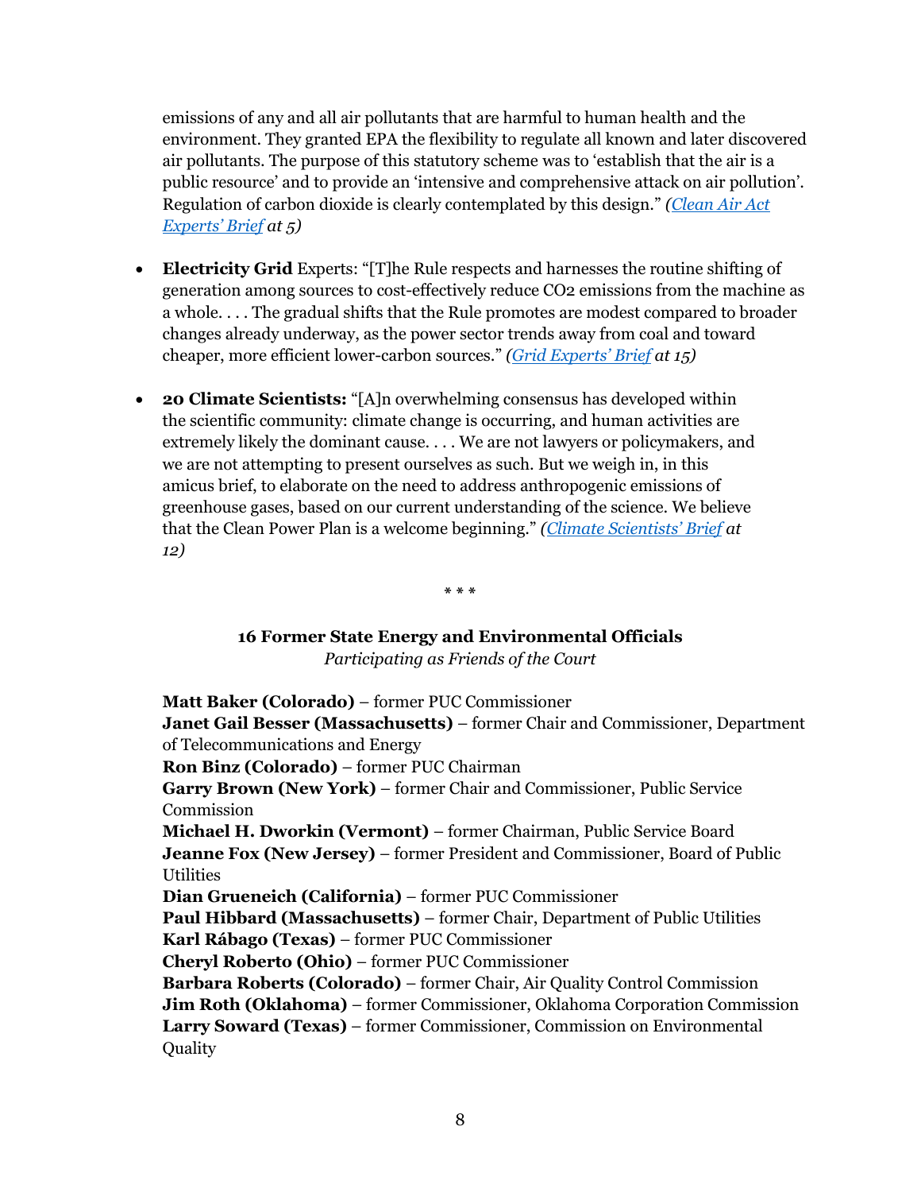emissions of any and all air pollutants that are harmful to human health and the environment. They granted EPA the flexibility to regulate all known and later discovered air pollutants. The purpose of this statutory scheme was to 'establish that the air is a public resource' and to provide an 'intensive and comprehensive attack on air pollution'. Regulation of carbon dioxide is clearly contemplated by this design." *(Clean Air Act Experts' Brief at 5)*

- **Electricity Grid** Experts: "[T]he Rule respects and harnesses the routine shifting of generation among sources to cost-effectively reduce $CO_2$ emissions from the machine as a whole. . . . The gradual shifts that the Rule promotes are modest compared to broader changes already underway, as the power sector trends away from coal and toward cheaper, more efficient lower-carbon sources." *(Grid Experts' Brief at 15)*

- **20 Climate Scientists:** "[A]n overwhelming consensus has developed within the scientific community: climate change is occurring, and human activities are extremely likely the dominant cause. . . . We are not lawyers or policymakers, and we are not attempting to present ourselves as such. But we weigh in, in this amicus brief, to elaborate on the need to address anthropogenic emissions of greenhouse gases, based on our current understanding of the science. We believe that the Clean Power Plan is a welcome beginning." *(Climate Scientists' Brief at 12)*

\* \* \*

**16 Former State Energy and Environmental Officials**
*Participating as Friends of the Court*

**Matt Baker (Colorado)** – former PUC Commissioner
**Janet Gail Besser (Massachusetts)** – former Chair and Commissioner, Department of Telecommunications and Energy
**Ron Binz (Colorado)** – former PUC Chairman
**Garry Brown (New York)** – former Chair and Commissioner, Public Service Commission
**Michael H. Dworkin (Vermont)** – former Chairman, Public Service Board
**Jeanne Fox (New Jersey)** – former President and Commissioner, Board of Public Utilities
**Dian Grueneich (California)** – former PUC Commissioner
**Paul Hibbard (Massachusetts)** – former Chair, Department of Public Utilities
**Karl Rábago (Texas)** – former PUC Commissioner
**Cheryl Roberto (Ohio)** – former PUC Commissioner
**Barbara Roberts (Colorado)** – former Chair, Air Quality Control Commission
**Jim Roth (Oklahoma)** – former Commissioner, Oklahoma Corporation Commission
**Larry Soward (Texas)** – former Commissioner, Commission on Environmental Quality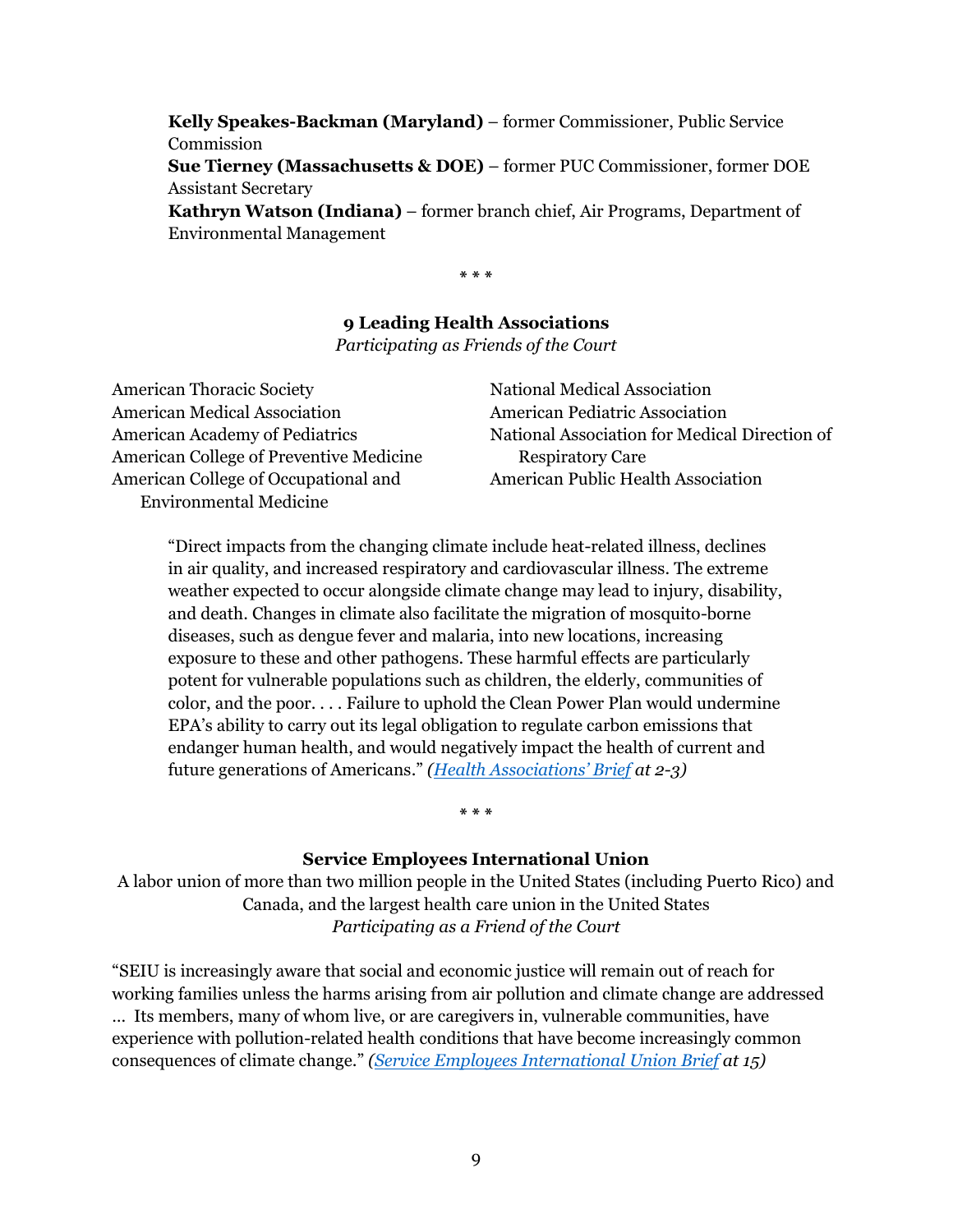**Kelly Speakes-Backman (Maryland)** – former Commissioner, Public Service Commission
**Sue Tierney (Massachusetts & DOE)** – former PUC Commissioner, former DOE Assistant Secretary
**Kathryn Watson (Indiana)** – former branch chief, Air Programs, Department of Environmental Management

\* \* \*

**9 Leading Health Associations**
*Participating as Friends of the Court*

American Thoracic Society
American Medical Association
American Academy of Pediatrics
American College of Preventive Medicine
American College of Occupational and Environmental Medicine
National Medical Association
American Pediatric Association
National Association for Medical Direction of Respiratory Care
American Public Health Association

> "Direct impacts from the changing climate include heat-related illness, declines in air quality, and increased respiratory and cardiovascular illness. The extreme weather expected to occur alongside climate change may lead to injury, disability, and death. Changes in climate also facilitate the migration of mosquito-borne diseases, such as dengue fever and malaria, into new locations, increasing exposure to these and other pathogens. These harmful effects are particularly potent for vulnerable populations such as children, the elderly, communities of color, and the poor. . . . Failure to uphold the Clean Power Plan would undermine EPA's ability to carry out its legal obligation to regulate carbon emissions that endanger human health, and would negatively impact the health of current and future generations of Americans." *(Health Associations' Brief at 2-3)*

\* \* \*

**Service Employees International Union**
A labor union of more than two million people in the United States (including Puerto Rico) and Canada, and the largest health care union in the United States
*Participating as a Friend of the Court*

"SEIU is increasingly aware that social and economic justice will remain out of reach for working families unless the harms arising from air pollution and climate change are addressed … Its members, many of whom live, or are caregivers in, vulnerable communities, have experience with pollution-related health conditions that have become increasingly common consequences of climate change." *(Service Employees International Union Brief at 15)*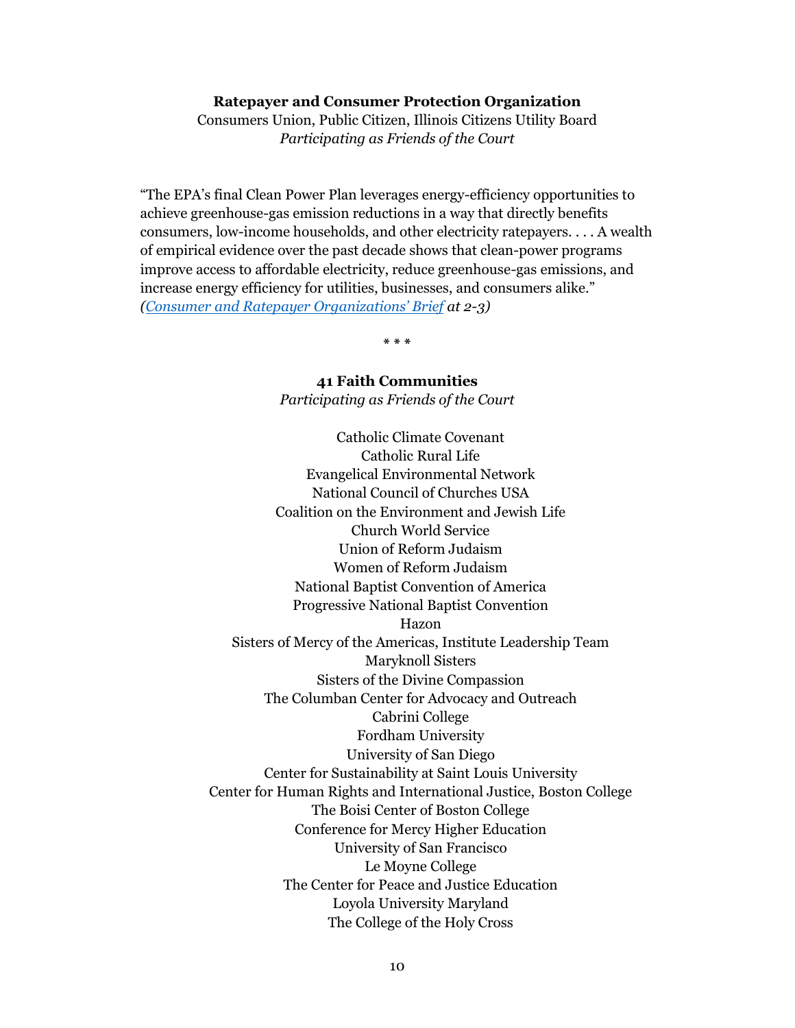**Ratepayer and Consumer Protection Organization**

Consumers Union, Public Citizen, Illinois Citizens Utility Board

*Participating as Friends of the Court*

"The EPA's final Clean Power Plan leverages energy-efficiency opportunities to achieve greenhouse-gas emission reductions in a way that directly benefits consumers, low-income households, and other electricity ratepayers. . . . A wealth of empirical evidence over the past decade shows that clean-power programs improve access to affordable electricity, reduce greenhouse-gas emissions, and increase energy efficiency for utilities, businesses, and consumers alike." *([Consumer and Ratepayer Organizations' Brief](#) at 2-3)*

\* \* \*

**41 Faith Communities**

*Participating as Friends of the Court*

Catholic Climate Covenant
Catholic Rural Life
Evangelical Environmental Network
National Council of Churches USA
Coalition on the Environment and Jewish Life
Church World Service
Union of Reform Judaism
Women of Reform Judaism
National Baptist Convention of America
Progressive National Baptist Convention
Hazon
Sisters of Mercy of the Americas, Institute Leadership Team
Maryknoll Sisters
Sisters of the Divine Compassion
The Columban Center for Advocacy and Outreach
Cabrini College
Fordham University
University of San Diego
Center for Sustainability at Saint Louis University
Center for Human Rights and International Justice, Boston College
The Boisi Center of Boston College
Conference for Mercy Higher Education
University of San Francisco
Le Moyne College
The Center for Peace and Justice Education
Loyola University Maryland
The College of the Holy Cross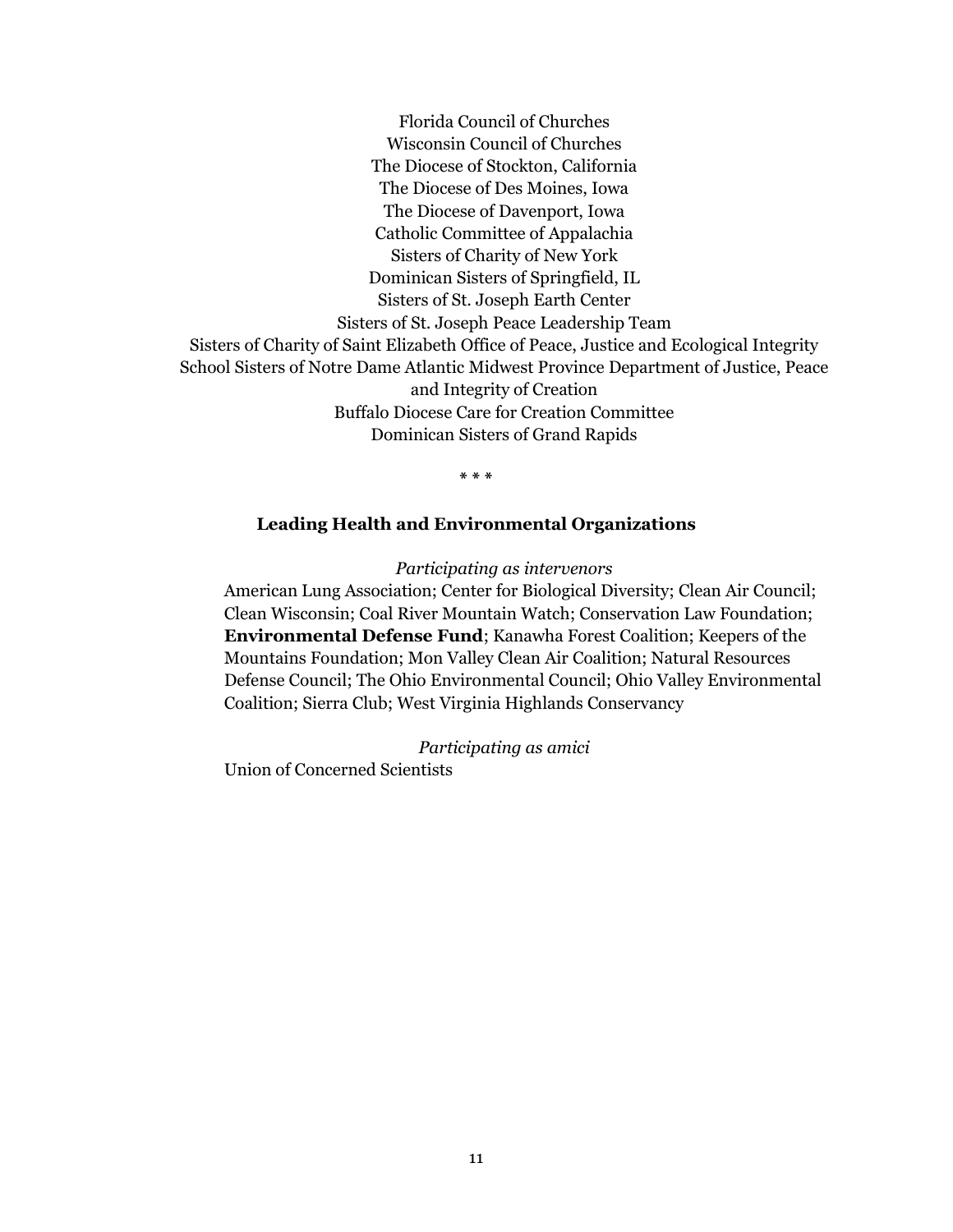Florida Council of Churches
Wisconsin Council of Churches
The Diocese of Stockton, California
The Diocese of Des Moines, Iowa
The Diocese of Davenport, Iowa
Catholic Committee of Appalachia
Sisters of Charity of New York
Dominican Sisters of Springfield, IL
Sisters of St. Joseph Earth Center
Sisters of St. Joseph Peace Leadership Team
Sisters of Charity of Saint Elizabeth Office of Peace, Justice and Ecological Integrity
School Sisters of Notre Dame Atlantic Midwest Province Department of Justice, Peace and Integrity of Creation
Buffalo Diocese Care for Creation Committee
Dominican Sisters of Grand Rapids

\* \* \*

### Leading Health and Environmental Organizations

*Participating as intervenors*

American Lung Association; Center for Biological Diversity; Clean Air Council; Clean Wisconsin; Coal River Mountain Watch; Conservation Law Foundation; **Environmental Defense Fund**; Kanawha Forest Coalition; Keepers of the Mountains Foundation; Mon Valley Clean Air Coalition; Natural Resources Defense Council; The Ohio Environmental Council; Ohio Valley Environmental Coalition; Sierra Club; West Virginia Highlands Conservancy

*Participating as amici*

Union of Concerned Scientists